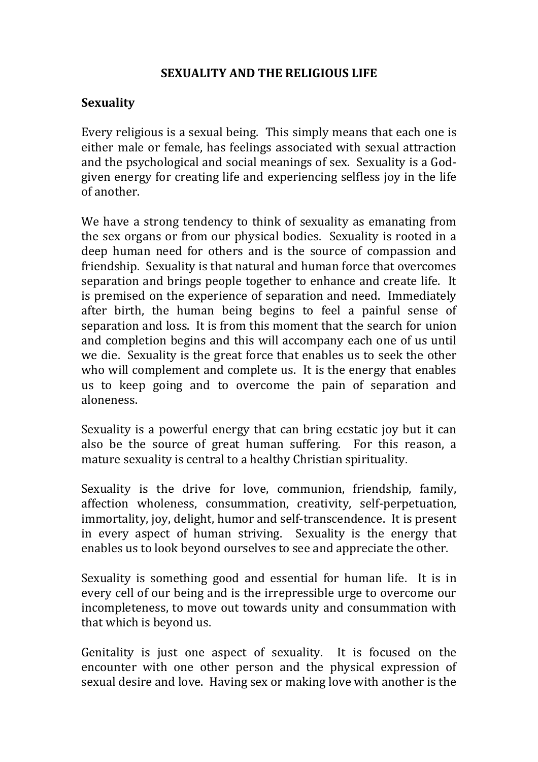# SEXUALITY AND THE RELIGIOUS LIFE

## Sexuality

Every religious is a sexual being. This simply means that each one is either male or female, has feelings associated with sexual attraction and the psychological and social meanings of sex. Sexuality is a God-given energy for creating life and experiencing selfless joy in the life of another.

We have a strong tendency to think of sexuality as emanating from the sex organs or from our physical bodies. Sexuality is rooted in a deep human need for others and is the source of compassion and friendship. Sexuality is that natural and human force that overcomes separation and brings people together to enhance and create life. It is premised on the experience of separation and need. Immediately after birth, the human being begins to feel a painful sense of separation and loss. It is from this moment that the search for union and completion begins and this will accompany each one of us until we die. Sexuality is the great force that enables us to seek the other who will complement and complete us. It is the energy that enables us to keep going and to overcome the pain of separation and aloneness.

Sexuality is a powerful energy that can bring ecstatic joy but it can also be the source of great human suffering. For this reason, a mature sexuality is central to a healthy Christian spirituality.

Sexuality is the drive for love, communion, friendship, family, affection wholeness, consummation, creativity, self-perpetuation, immortality, joy, delight, humor and self-transcendence. It is present in every aspect of human striving. Sexuality is the energy that enables us to look beyond ourselves to see and appreciate the other.

Sexuality is something good and essential for human life. It is in every cell of our being and is the irrepressible urge to overcome our incompleteness, to move out towards unity and consummation with that which is beyond us.

Genitality is just one aspect of sexuality. It is focused on the encounter with one other person and the physical expression of sexual desire and love. Having sex or making love with another is the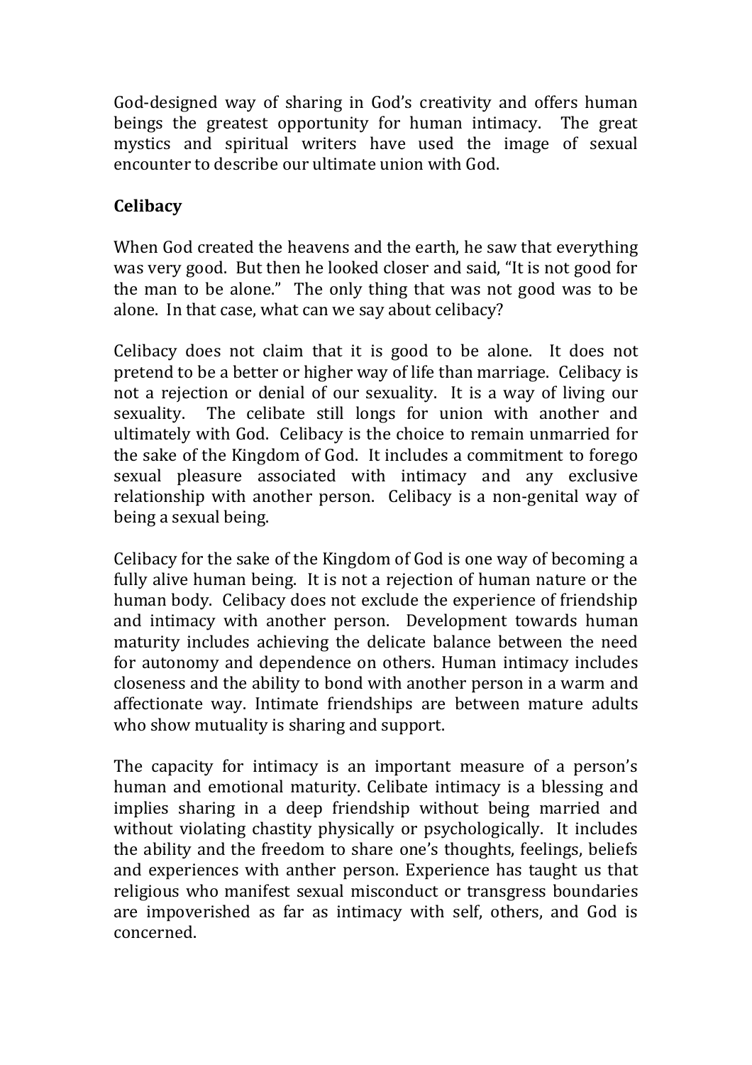God-designed way of sharing in God's creativity and offers human beings the greatest opportunity for human intimacy. The great mystics and spiritual writers have used the image of sexual encounter to describe our ultimate union with God.

**Celibacy**

When God created the heavens and the earth, he saw that everything was very good. But then he looked closer and said, "It is not good for the man to be alone." The only thing that was not good was to be alone. In that case, what can we say about celibacy?

Celibacy does not claim that it is good to be alone. It does not pretend to be a better or higher way of life than marriage. Celibacy is not a rejection or denial of our sexuality. It is a way of living our sexuality. The celibate still longs for union with another and ultimately with God. Celibacy is the choice to remain unmarried for the sake of the Kingdom of God. It includes a commitment to forego sexual pleasure associated with intimacy and any exclusive relationship with another person. Celibacy is a non-genital way of being a sexual being.

Celibacy for the sake of the Kingdom of God is one way of becoming a fully alive human being. It is not a rejection of human nature or the human body. Celibacy does not exclude the experience of friendship and intimacy with another person. Development towards human maturity includes achieving the delicate balance between the need for autonomy and dependence on others. Human intimacy includes closeness and the ability to bond with another person in a warm and affectionate way. Intimate friendships are between mature adults who show mutuality is sharing and support.

The capacity for intimacy is an important measure of a person's human and emotional maturity. Celibate intimacy is a blessing and implies sharing in a deep friendship without being married and without violating chastity physically or psychologically. It includes the ability and the freedom to share one's thoughts, feelings, beliefs and experiences with anther person. Experience has taught us that religious who manifest sexual misconduct or transgress boundaries are impoverished as far as intimacy with self, others, and God is concerned.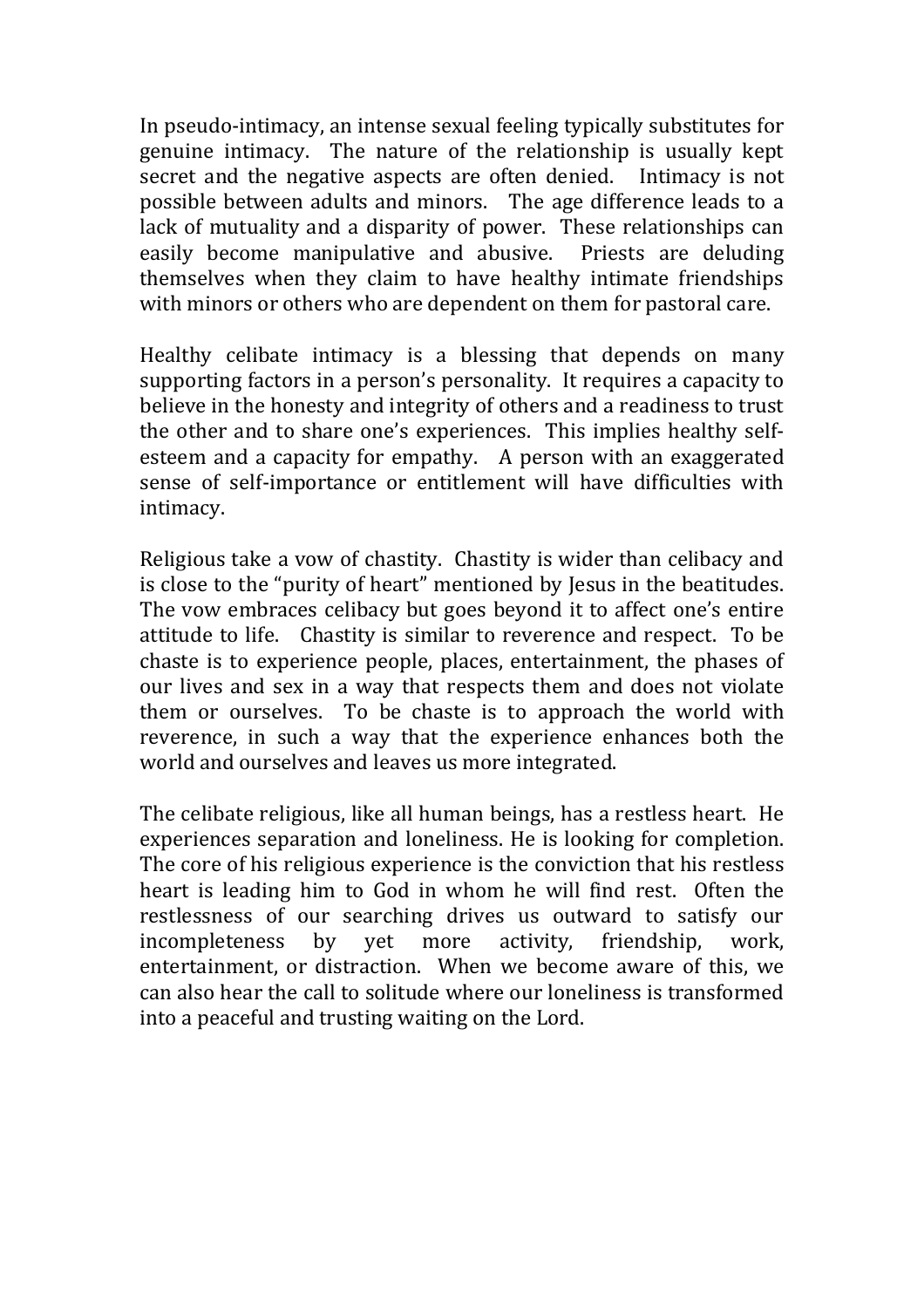In pseudo-intimacy, an intense sexual feeling typically substitutes for genuine intimacy. The nature of the relationship is usually kept secret and the negative aspects are often denied. Intimacy is not possible between adults and minors. The age difference leads to a lack of mutuality and a disparity of power. These relationships can easily become manipulative and abusive. Priests are deluding themselves when they claim to have healthy intimate friendships with minors or others who are dependent on them for pastoral care.

Healthy celibate intimacy is a blessing that depends on many supporting factors in a person's personality. It requires a capacity to believe in the honesty and integrity of others and a readiness to trust the other and to share one's experiences. This implies healthy self-esteem and a capacity for empathy. A person with an exaggerated sense of self-importance or entitlement will have difficulties with intimacy.

Religious take a vow of chastity. Chastity is wider than celibacy and is close to the "purity of heart" mentioned by Jesus in the beatitudes. The vow embraces celibacy but goes beyond it to affect one's entire attitude to life. Chastity is similar to reverence and respect. To be chaste is to experience people, places, entertainment, the phases of our lives and sex in a way that respects them and does not violate them or ourselves. To be chaste is to approach the world with reverence, in such a way that the experience enhances both the world and ourselves and leaves us more integrated.

The celibate religious, like all human beings, has a restless heart. He experiences separation and loneliness. He is looking for completion. The core of his religious experience is the conviction that his restless heart is leading him to God in whom he will find rest. Often the restlessness of our searching drives us outward to satisfy our incompleteness by yet more activity, friendship, work, entertainment, or distraction. When we become aware of this, we can also hear the call to solitude where our loneliness is transformed into a peaceful and trusting waiting on the Lord.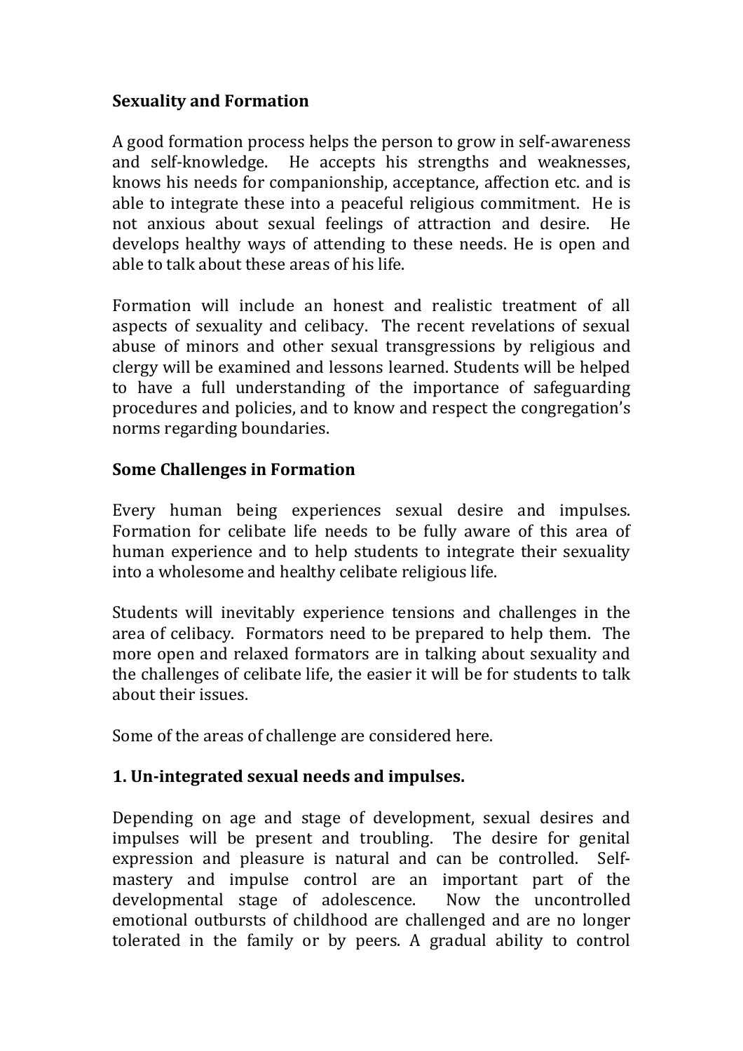**Sexuality and Formation**

A good formation process helps the person to grow in self-awareness and self-knowledge. He accepts his strengths and weaknesses, knows his needs for companionship, acceptance, affection etc. and is able to integrate these into a peaceful religious commitment. He is not anxious about sexual feelings of attraction and desire. He develops healthy ways of attending to these needs. He is open and able to talk about these areas of his life.

Formation will include an honest and realistic treatment of all aspects of sexuality and celibacy. The recent revelations of sexual abuse of minors and other sexual transgressions by religious and clergy will be examined and lessons learned. Students will be helped to have a full understanding of the importance of safeguarding procedures and policies, and to know and respect the congregation's norms regarding boundaries.

**Some Challenges in Formation**

Every human being experiences sexual desire and impulses. Formation for celibate life needs to be fully aware of this area of human experience and to help students to integrate their sexuality into a wholesome and healthy celibate religious life.

Students will inevitably experience tensions and challenges in the area of celibacy. Formators need to be prepared to help them. The more open and relaxed formators are in talking about sexuality and the challenges of celibate life, the easier it will be for students to talk about their issues.

Some of the areas of challenge are considered here.

**1. Un-integrated sexual needs and impulses.**

Depending on age and stage of development, sexual desires and impulses will be present and troubling. The desire for genital expression and pleasure is natural and can be controlled. Self-mastery and impulse control are an important part of the developmental stage of adolescence. Now the uncontrolled emotional outbursts of childhood are challenged and are no longer tolerated in the family or by peers. A gradual ability to control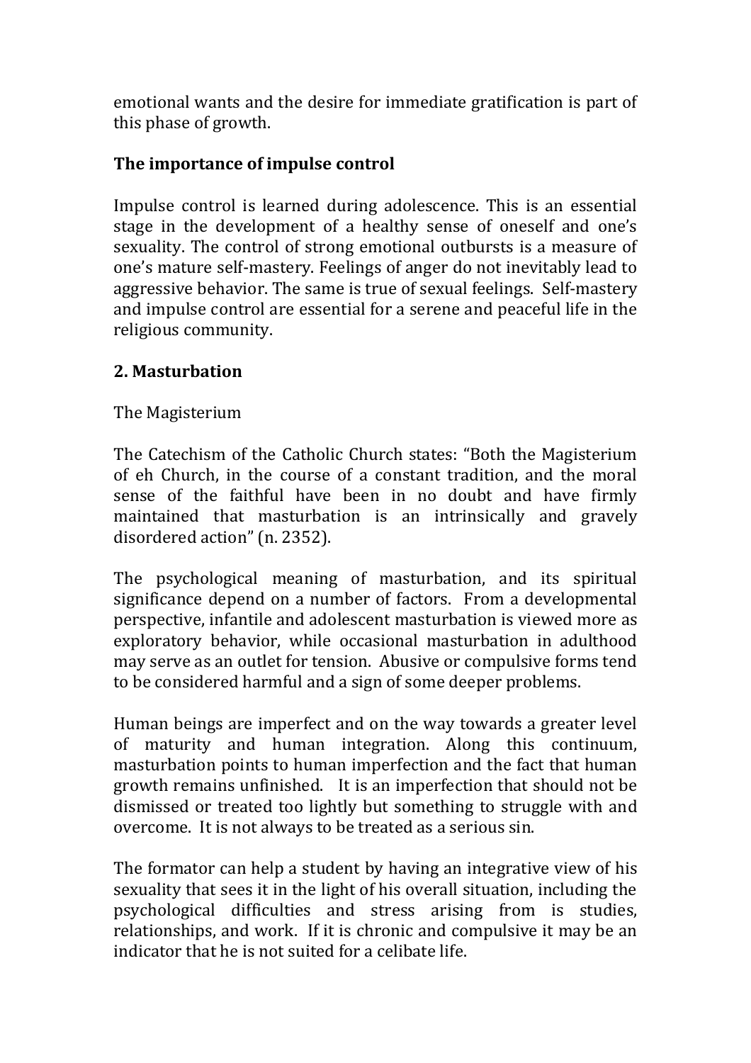emotional wants and the desire for immediate gratification is part of this phase of growth.

**The importance of impulse control**

Impulse control is learned during adolescence. This is an essential stage in the development of a healthy sense of oneself and one's sexuality. The control of strong emotional outbursts is a measure of one's mature self-mastery. Feelings of anger do not inevitably lead to aggressive behavior. The same is true of sexual feelings. Self-mastery and impulse control are essential for a serene and peaceful life in the religious community.

## 2. Masturbation

The Magisterium

The Catechism of the Catholic Church states: "Both the Magisterium of eh Church, in the course of a constant tradition, and the moral sense of the faithful have been in no doubt and have firmly maintained that masturbation is an intrinsically and gravely disordered action" (n. 2352).

The psychological meaning of masturbation, and its spiritual significance depend on a number of factors. From a developmental perspective, infantile and adolescent masturbation is viewed more as exploratory behavior, while occasional masturbation in adulthood may serve as an outlet for tension. Abusive or compulsive forms tend to be considered harmful and a sign of some deeper problems.

Human beings are imperfect and on the way towards a greater level of maturity and human integration. Along this continuum, masturbation points to human imperfection and the fact that human growth remains unfinished. It is an imperfection that should not be dismissed or treated too lightly but something to struggle with and overcome. It is not always to be treated as a serious sin.

The formator can help a student by having an integrative view of his sexuality that sees it in the light of his overall situation, including the psychological difficulties and stress arising from is studies, relationships, and work. If it is chronic and compulsive it may be an indicator that he is not suited for a celibate life.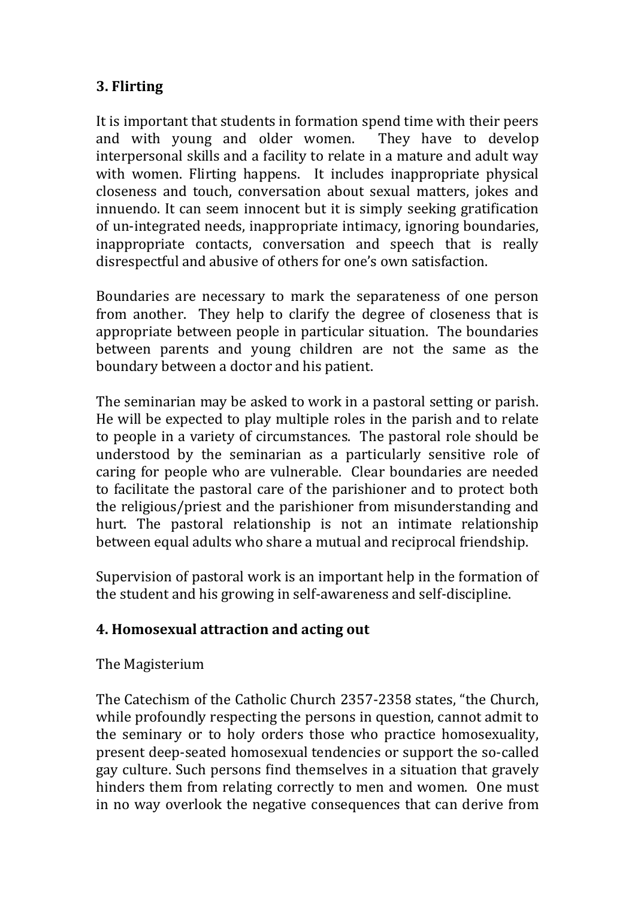### 3. Flirting

It is important that students in formation spend time with their peers and with young and older women. They have to develop interpersonal skills and a facility to relate in a mature and adult way with women. Flirting happens. It includes inappropriate physical closeness and touch, conversation about sexual matters, jokes and innuendo. It can seem innocent but it is simply seeking gratification of un-integrated needs, inappropriate intimacy, ignoring boundaries, inappropriate contacts, conversation and speech that is really disrespectful and abusive of others for one's own satisfaction.

Boundaries are necessary to mark the separateness of one person from another. They help to clarify the degree of closeness that is appropriate between people in particular situation. The boundaries between parents and young children are not the same as the boundary between a doctor and his patient.

The seminarian may be asked to work in a pastoral setting or parish. He will be expected to play multiple roles in the parish and to relate to people in a variety of circumstances. The pastoral role should be understood by the seminarian as a particularly sensitive role of caring for people who are vulnerable. Clear boundaries are needed to facilitate the pastoral care of the parishioner and to protect both the religious/priest and the parishioner from misunderstanding and hurt. The pastoral relationship is not an intimate relationship between equal adults who share a mutual and reciprocal friendship.

Supervision of pastoral work is an important help in the formation of the student and his growing in self-awareness and self-discipline.

### 4. Homosexual attraction and acting out

The Magisterium

The Catechism of the Catholic Church 2357-2358 states, "the Church, while profoundly respecting the persons in question, cannot admit to the seminary or to holy orders those who practice homosexuality, present deep-seated homosexual tendencies or support the so-called gay culture. Such persons find themselves in a situation that gravely hinders them from relating correctly to men and women. One must in no way overlook the negative consequences that can derive from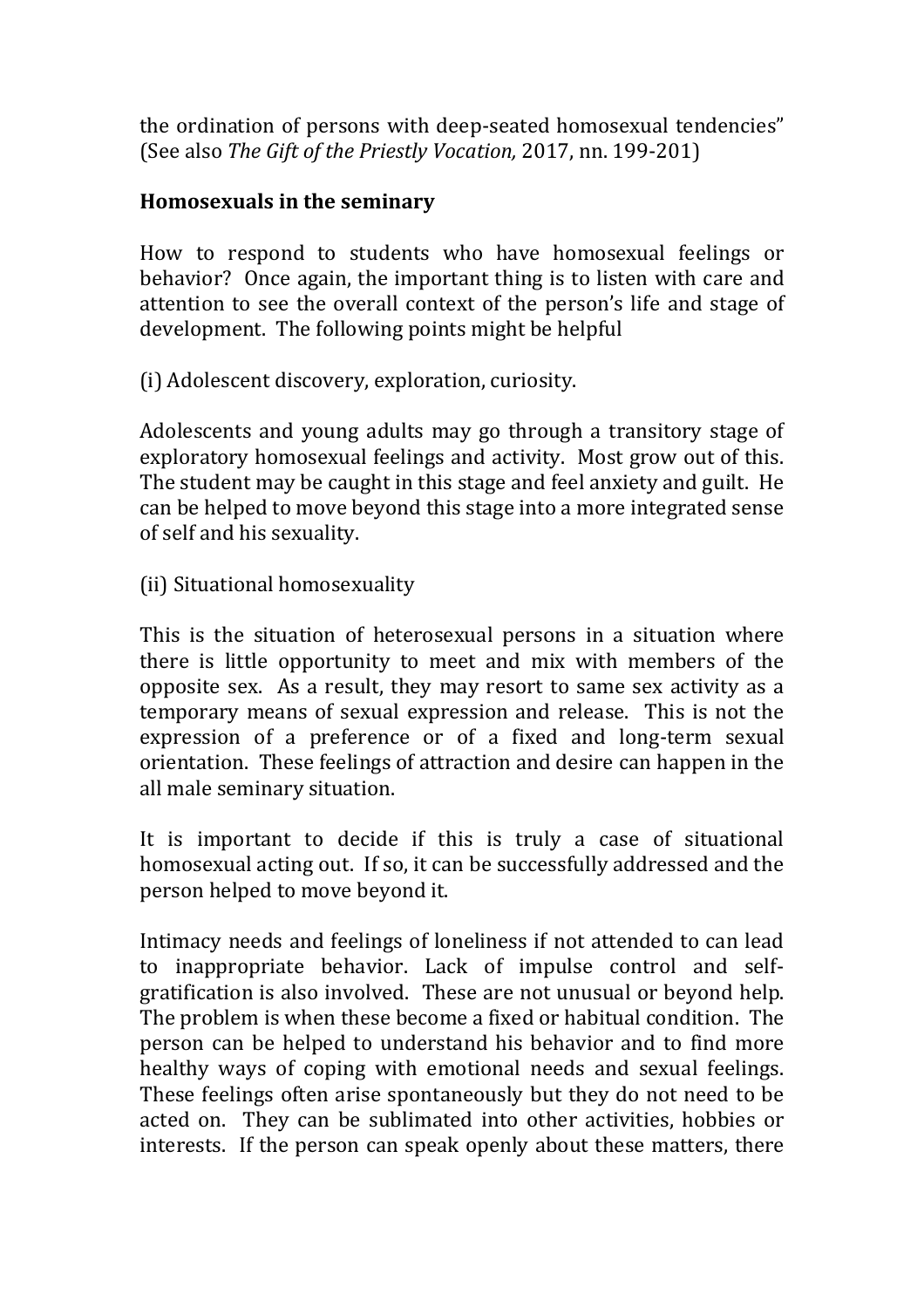the ordination of persons with deep-seated homosexual tendencies" (See also *The Gift of the Priestly Vocation,* 2017, nn. 199-201)

**Homosexuals in the seminary**

How to respond to students who have homosexual feelings or behavior? Once again, the important thing is to listen with care and attention to see the overall context of the person's life and stage of development. The following points might be helpful

(i) Adolescent discovery, exploration, curiosity.

Adolescents and young adults may go through a transitory stage of exploratory homosexual feelings and activity. Most grow out of this. The student may be caught in this stage and feel anxiety and guilt. He can be helped to move beyond this stage into a more integrated sense of self and his sexuality.

(ii) Situational homosexuality

This is the situation of heterosexual persons in a situation where there is little opportunity to meet and mix with members of the opposite sex. As a result, they may resort to same sex activity as a temporary means of sexual expression and release. This is not the expression of a preference or of a fixed and long-term sexual orientation. These feelings of attraction and desire can happen in the all male seminary situation.

It is important to decide if this is truly a case of situational homosexual acting out. If so, it can be successfully addressed and the person helped to move beyond it.

Intimacy needs and feelings of loneliness if not attended to can lead to inappropriate behavior. Lack of impulse control and self-gratification is also involved. These are not unusual or beyond help. The problem is when these become a fixed or habitual condition. The person can be helped to understand his behavior and to find more healthy ways of coping with emotional needs and sexual feelings. These feelings often arise spontaneously but they do not need to be acted on. They can be sublimated into other activities, hobbies or interests. If the person can speak openly about these matters, there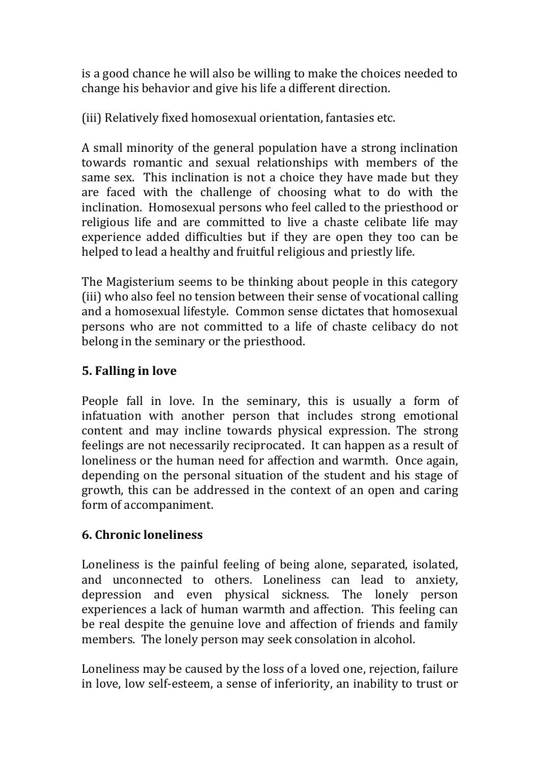is a good chance he will also be willing to make the choices needed to change his behavior and give his life a different direction.

(iii) Relatively fixed homosexual orientation, fantasies etc.

A small minority of the general population have a strong inclination towards romantic and sexual relationships with members of the same sex. This inclination is not a choice they have made but they are faced with the challenge of choosing what to do with the inclination. Homosexual persons who feel called to the priesthood or religious life and are committed to live a chaste celibate life may experience added difficulties but if they are open they too can be helped to lead a healthy and fruitful religious and priestly life.

The Magisterium seems to be thinking about people in this category (iii) who also feel no tension between their sense of vocational calling and a homosexual lifestyle. Common sense dictates that homosexual persons who are not committed to a life of chaste celibacy do not belong in the seminary or the priesthood.

## 5. Falling in love

People fall in love. In the seminary, this is usually a form of infatuation with another person that includes strong emotional content and may incline towards physical expression. The strong feelings are not necessarily reciprocated. It can happen as a result of loneliness or the human need for affection and warmth. Once again, depending on the personal situation of the student and his stage of growth, this can be addressed in the context of an open and caring form of accompaniment.

## 6. Chronic loneliness

Loneliness is the painful feeling of being alone, separated, isolated, and unconnected to others. Loneliness can lead to anxiety, depression and even physical sickness. The lonely person experiences a lack of human warmth and affection. This feeling can be real despite the genuine love and affection of friends and family members. The lonely person may seek consolation in alcohol.

Loneliness may be caused by the loss of a loved one, rejection, failure in love, low self-esteem, a sense of inferiority, an inability to trust or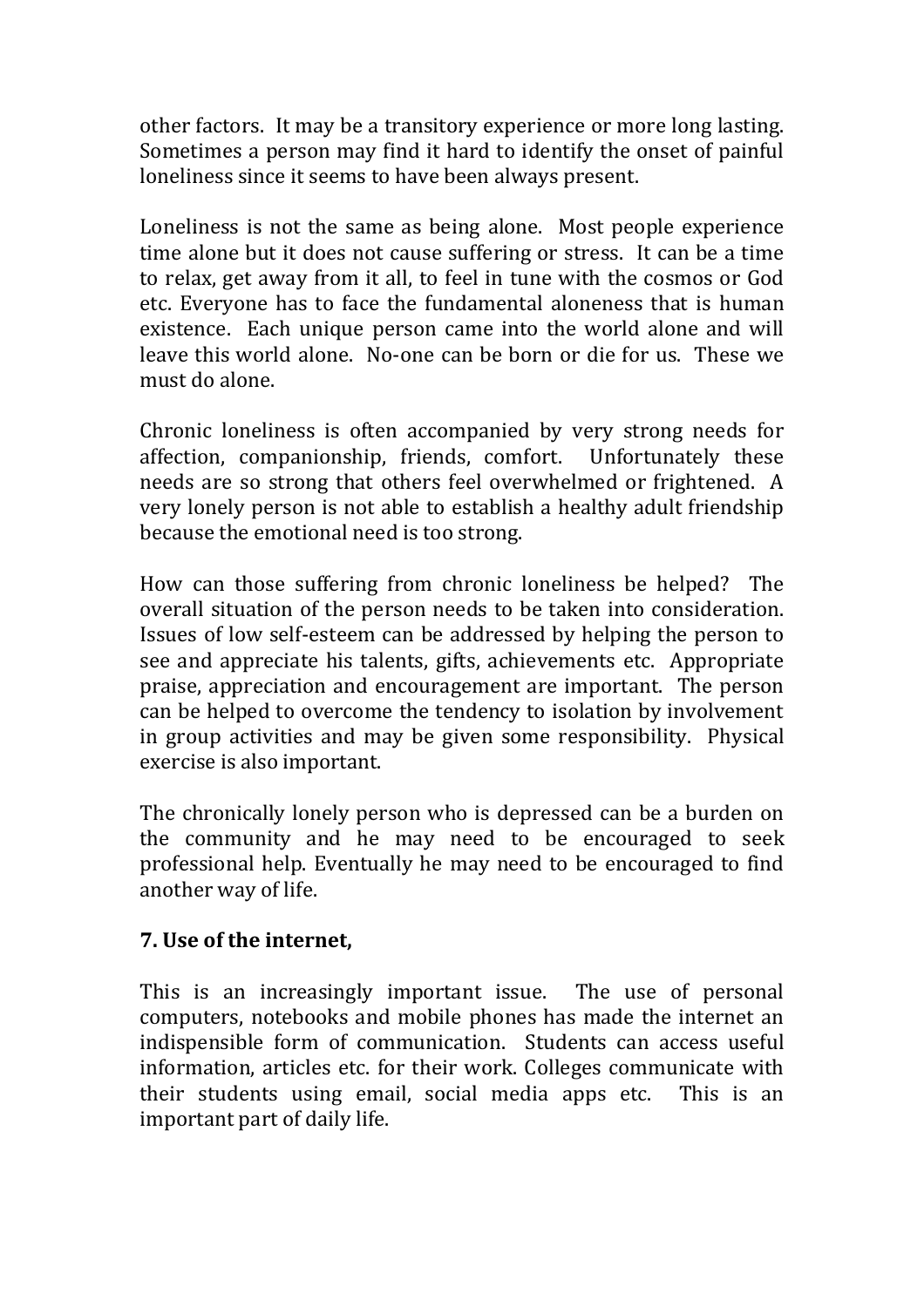other factors. It may be a transitory experience or more long lasting. Sometimes a person may find it hard to identify the onset of painful loneliness since it seems to have been always present.

Loneliness is not the same as being alone. Most people experience time alone but it does not cause suffering or stress. It can be a time to relax, get away from it all, to feel in tune with the cosmos or God etc. Everyone has to face the fundamental aloneness that is human existence. Each unique person came into the world alone and will leave this world alone. No-one can be born or die for us. These we must do alone.

Chronic loneliness is often accompanied by very strong needs for affection, companionship, friends, comfort. Unfortunately these needs are so strong that others feel overwhelmed or frightened. A very lonely person is not able to establish a healthy adult friendship because the emotional need is too strong.

How can those suffering from chronic loneliness be helped? The overall situation of the person needs to be taken into consideration. Issues of low self-esteem can be addressed by helping the person to see and appreciate his talents, gifts, achievements etc. Appropriate praise, appreciation and encouragement are important. The person can be helped to overcome the tendency to isolation by involvement in group activities and may be given some responsibility. Physical exercise is also important.

The chronically lonely person who is depressed can be a burden on the community and he may need to be encouraged to seek professional help. Eventually he may need to be encouraged to find another way of life.

**7. Use of the internet,**

This is an increasingly important issue. The use of personal computers, notebooks and mobile phones has made the internet an indispensible form of communication. Students can access useful information, articles etc. for their work. Colleges communicate with their students using email, social media apps etc. This is an important part of daily life.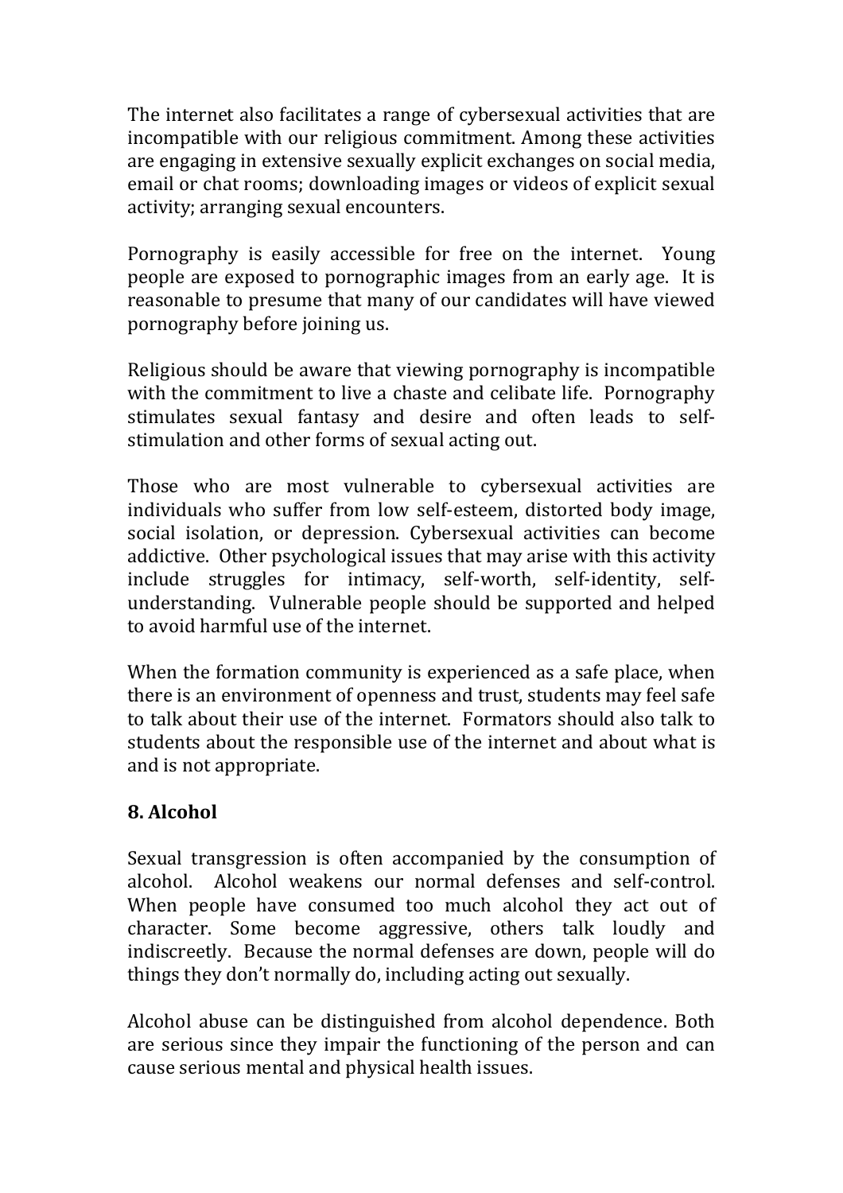The internet also facilitates a range of cybersexual activities that are incompatible with our religious commitment. Among these activities are engaging in extensive sexually explicit exchanges on social media, email or chat rooms; downloading images or videos of explicit sexual activity; arranging sexual encounters.

Pornography is easily accessible for free on the internet. Young people are exposed to pornographic images from an early age. It is reasonable to presume that many of our candidates will have viewed pornography before joining us.

Religious should be aware that viewing pornography is incompatible with the commitment to live a chaste and celibate life. Pornography stimulates sexual fantasy and desire and often leads to self-stimulation and other forms of sexual acting out.

Those who are most vulnerable to cybersexual activities are individuals who suffer from low self-esteem, distorted body image, social isolation, or depression. Cybersexual activities can become addictive. Other psychological issues that may arise with this activity include struggles for intimacy, self-worth, self-identity, self-understanding. Vulnerable people should be supported and helped to avoid harmful use of the internet.

When the formation community is experienced as a safe place, when there is an environment of openness and trust, students may feel safe to talk about their use of the internet. Formators should also talk to students about the responsible use of the internet and about what is and is not appropriate.

## 8. Alcohol

Sexual transgression is often accompanied by the consumption of alcohol. Alcohol weakens our normal defenses and self-control. When people have consumed too much alcohol they act out of character. Some become aggressive, others talk loudly and indiscreetly. Because the normal defenses are down, people will do things they don't normally do, including acting out sexually.

Alcohol abuse can be distinguished from alcohol dependence. Both are serious since they impair the functioning of the person and can cause serious mental and physical health issues.